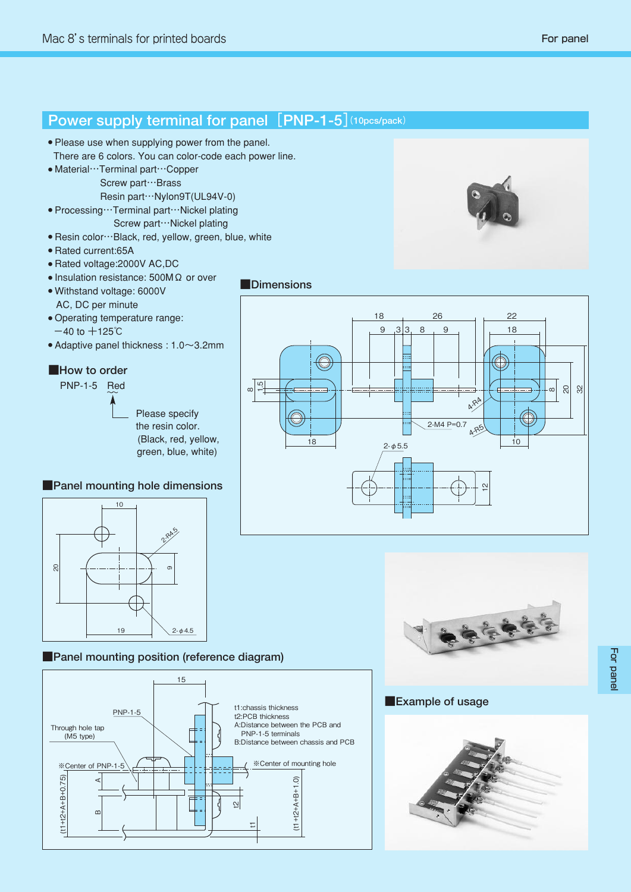## Power supply terminal for panel [PNP-1-5] (10pcs/pack)

- Please use when supplying power from the panel.
  There are 6 colors. You can color-code each power line.
- Material…Terminal part…Copper
  Screw part…Brass
  Resin part…Nylon9T(UL94V-0)
- Processing…Terminal part…Nickel plating
  Screw part…Nickel plating
- Resin color…Black, red, yellow, green, blue, white
- Rated current:65A
- Rated voltage:2000V AC,DC
- Insulation resistance: 500MΩ or over
- Withstand voltage: 6000V
  AC, DC per minute
- Operating temperature range:
  −40 to +125℃
- Adaptive panel thickness : 1.0〜3.2mm

### How to order

PNP-1-5 Red

Please specify the resin color.
(Black, red, yellow, green, blue, white)

### Dimensions

### Panel mounting hole dimensions

### Panel mounting position (reference diagram)

t1:chassis thickness
t2:PCB thickness
A:Distance between the PCB and PNP-1-5 terminals
B:Distance between chassis and PCB

### Example of usage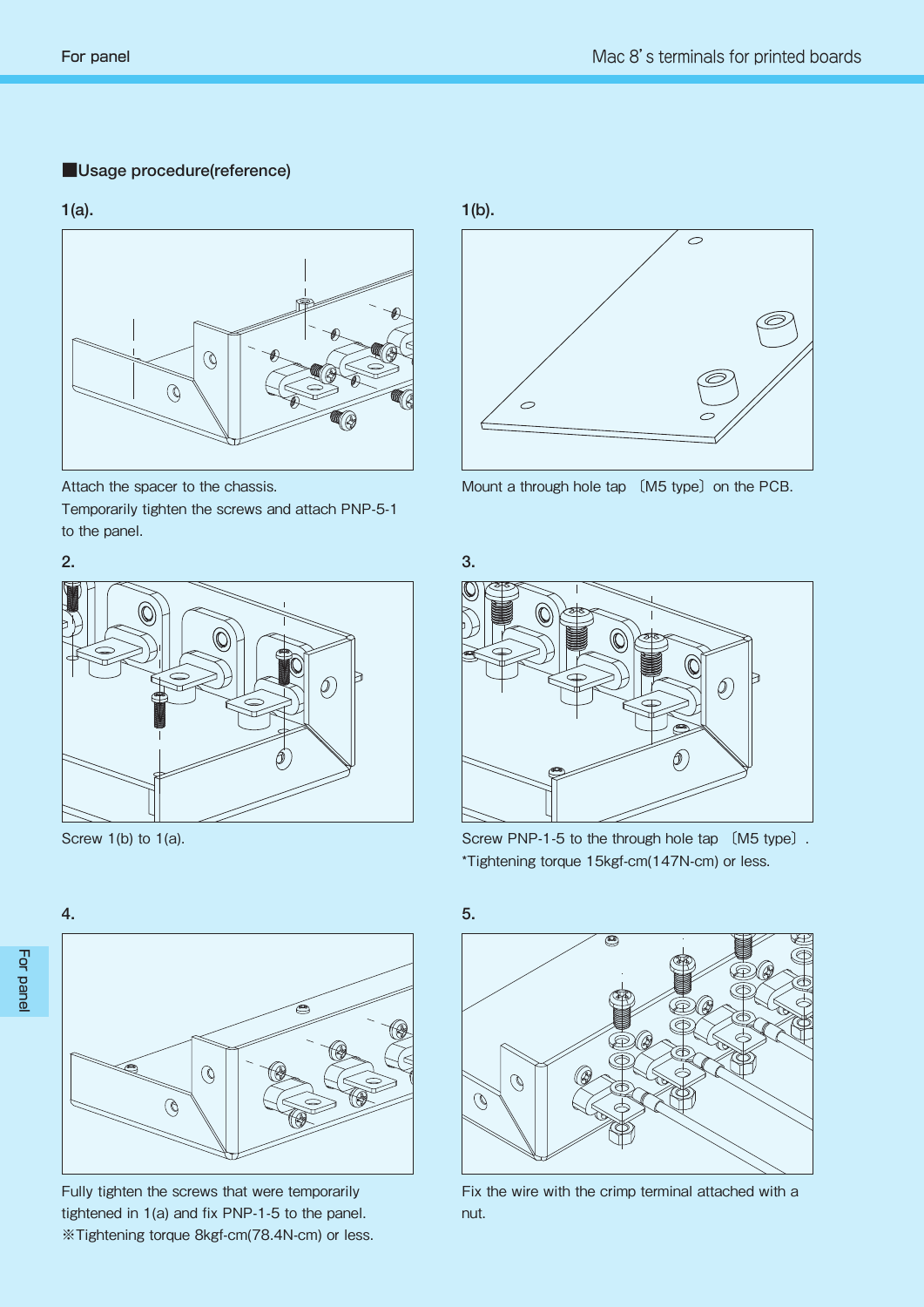## ■Usage procedure(reference)

### 1(a).

Attach the spacer to the chassis.
Temporarily tighten the screws and attach PNP-5-1 to the panel.

### 1(b).

Mount a through hole tap 〔M5 type〕 on the PCB.

### 2.

Screw 1(b) to 1(a).

### 3.

Screw PNP-1-5 to the through hole tap 〔M5 type〕.
*Tightening torque 15kgf-cm(147N-cm) or less.

### 4.

Fully tighten the screws that were temporarily tightened in 1(a) and fix PNP-1-5 to the panel.
※Tightening torque 8kgf-cm(78.4N-cm) or less.

### 5.

Fix the wire with the crimp terminal attached with a nut.